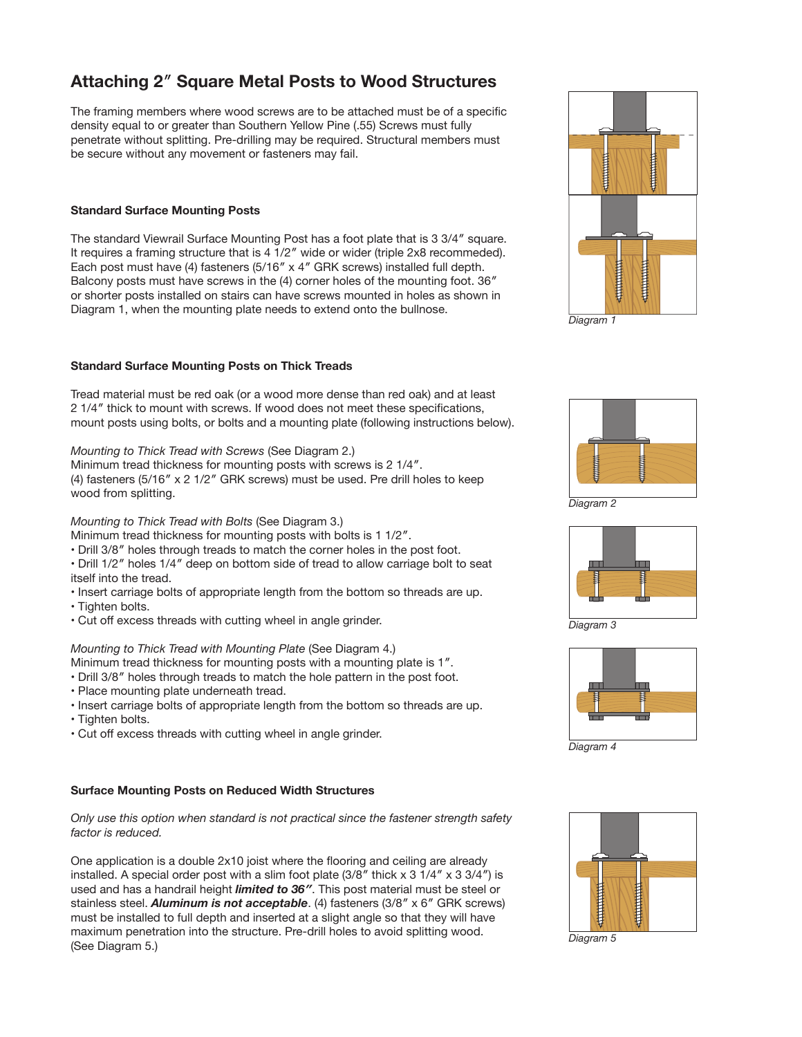# Attaching 2″ Square Metal Posts to Wood Structures

The framing members where wood screws are to be attached must be of a specific density equal to or greater than Southern Yellow Pine (.55) Screws must fully penetrate without splitting. Pre-drilling may be required. Structural members must be secure without any movement or fasteners may fail.

### Standard Surface Mounting Posts

The standard Viewrail Surface Mounting Post has a foot plate that is 3 3/4″ square. It requires a framing structure that is 4 1/2″ wide or wider (triple 2x8 recommeded). Each post must have (4) fasteners (5/16″ x 4″ GRK screws) installed full depth. Balcony posts must have screws in the (4) corner holes of the mounting foot. 36″ or shorter posts installed on stairs can have screws mounted in holes as shown in Diagram 1, when the mounting plate needs to extend onto the bullnose.

*Diagram 1*

### Standard Surface Mounting Posts on Thick Treads

Tread material must be red oak (or a wood more dense than red oak) and at least 2 1/4″ thick to mount with screws. If wood does not meet these specifications, mount posts using bolts, or bolts and a mounting plate (following instructions below).

*Mounting to Thick Tread with Screws* (See Diagram 2.)
Minimum tread thickness for mounting posts with screws is 2 1/4″.
(4) fasteners (5/16″ x 2 1/2″ GRK screws) must be used. Pre drill holes to keep wood from splitting.

*Diagram 2*

*Mounting to Thick Tread with Bolts* (See Diagram 3.)
Minimum tread thickness for mounting posts with bolts is 1 1/2″.

- Drill 3/8″ holes through treads to match the corner holes in the post foot.
- Drill 1/2″ holes 1/4″ deep on bottom side of tread to allow carriage bolt to seat itself into the tread.
- Insert carriage bolts of appropriate length from the bottom so threads are up.
- Tighten bolts.
- Cut off excess threads with cutting wheel in angle grinder.

*Diagram 3*

*Mounting to Thick Tread with Mounting Plate* (See Diagram 4.)
Minimum tread thickness for mounting posts with a mounting plate is 1″.

- Drill 3/8″ holes through treads to match the hole pattern in the post foot.
- Place mounting plate underneath tread.
- Insert carriage bolts of appropriate length from the bottom so threads are up.
- Tighten bolts.
- Cut off excess threads with cutting wheel in angle grinder.

*Diagram 4*

### Surface Mounting Posts on Reduced Width Structures

*Only use this option when standard is not practical since the fastener strength safety factor is reduced.*

One application is a double 2x10 joist where the flooring and ceiling are already installed. A special order post with a slim foot plate (3/8″ thick x 3 1/4″ x 3 3/4″) is used and has a handrail height ***limited to 36″***. This post material must be steel or stainless steel. ***Aluminum is not acceptable***. (4) fasteners (3/8″ x 6″ GRK screws) must be installed to full depth and inserted at a slight angle so that they will have maximum penetration into the structure. Pre-drill holes to avoid splitting wood. (See Diagram 5.)

*Diagram 5*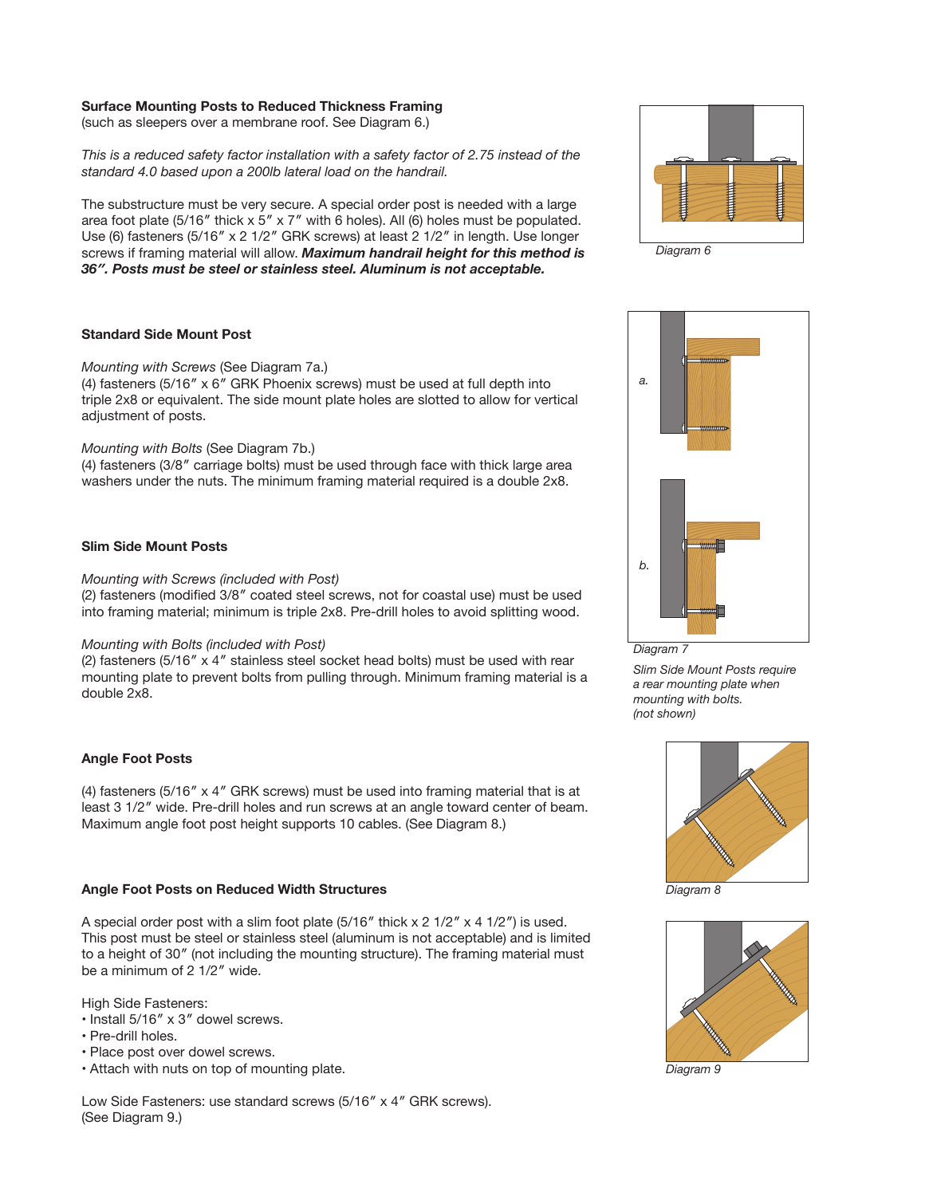**Surface Mounting Posts to Reduced Thickness Framing**
(such as sleepers over a membrane roof. See Diagram 6.)

*This is a reduced safety factor installation with a safety factor of 2.75 instead of the standard 4.0 based upon a 200lb lateral load on the handrail.*

The substructure must be very secure. A special order post is needed with a large area foot plate (5/16″ thick x 5″ x 7″ with 6 holes). All (6) holes must be populated. Use (6) fasteners (5/16″ x 2 1/2″ GRK screws) at least 2 1/2″ in length. Use longer screws if framing material will allow. ***Maximum handrail height for this method is 36″. Posts must be steel or stainless steel. Aluminum is not acceptable.***

*Diagram 6*

**Standard Side Mount Post**

*Mounting with Screws* (See Diagram 7a.)
(4) fasteners (5/16″ x 6″ GRK Phoenix screws) must be used at full depth into triple 2x8 or equivalent. The side mount plate holes are slotted to allow for vertical adjustment of posts.

*Mounting with Bolts* (See Diagram 7b.)
(4) fasteners (3/8″ carriage bolts) must be used through face with thick large area washers under the nuts. The minimum framing material required is a double 2x8.

a.

b.

*Diagram 7*

*Slim Side Mount Posts require a rear mounting plate when mounting with bolts. (not shown)*

**Slim Side Mount Posts**

*Mounting with Screws (included with Post)*
(2) fasteners (modified 3/8″ coated steel screws, not for coastal use) must be used into framing material; minimum is triple 2x8. Pre-drill holes to avoid splitting wood.

*Mounting with Bolts (included with Post)*
(2) fasteners (5/16″ x 4″ stainless steel socket head bolts) must be used with rear mounting plate to prevent bolts from pulling through. Minimum framing material is a double 2x8.

**Angle Foot Posts**

(4) fasteners (5/16″ x 4″ GRK screws) must be used into framing material that is at least 3 1/2″ wide. Pre-drill holes and run screws at an angle toward center of beam. Maximum angle foot post height supports 10 cables. (See Diagram 8.)

*Diagram 8*

**Angle Foot Posts on Reduced Width Structures**

A special order post with a slim foot plate (5/16″ thick x 2 1/2″ x 4 1/2″) is used. This post must be steel or stainless steel (aluminum is not acceptable) and is limited to a height of 30″ (not including the mounting structure). The framing material must be a minimum of 2 1/2″ wide.

High Side Fasteners:
- Install 5/16″ x 3″ dowel screws.
- Pre-drill holes.
- Place post over dowel screws.
- Attach with nuts on top of mounting plate.

Low Side Fasteners: use standard screws (5/16″ x 4″ GRK screws). (See Diagram 9.)

*Diagram 9*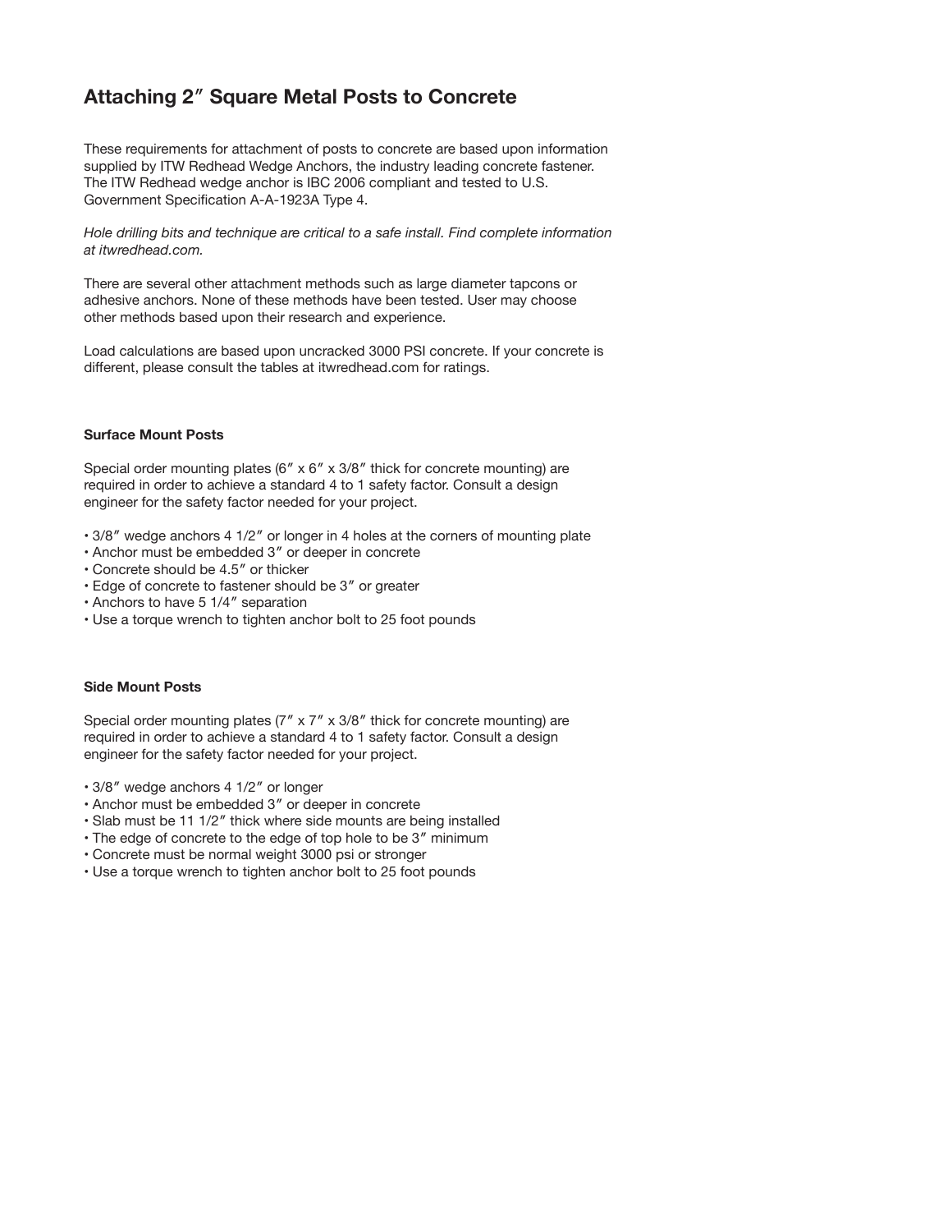# Attaching 2″ Square Metal Posts to Concrete

These requirements for attachment of posts to concrete are based upon information supplied by ITW Redhead Wedge Anchors, the industry leading concrete fastener. The ITW Redhead wedge anchor is IBC 2006 compliant and tested to U.S. Government Specification A-A-1923A Type 4.

*Hole drilling bits and technique are critical to a safe install. Find complete information at itwredhead.com.*

There are several other attachment methods such as large diameter tapcons or adhesive anchors. None of these methods have been tested. User may choose other methods based upon their research and experience.

Load calculations are based upon uncracked 3000 PSI concrete. If your concrete is different, please consult the tables at itwredhead.com for ratings.

**Surface Mount Posts**

Special order mounting plates (6″ x 6″ x 3/8″ thick for concrete mounting) are required in order to achieve a standard 4 to 1 safety factor. Consult a design engineer for the safety factor needed for your project.

- 3/8″ wedge anchors 4 1/2″ or longer in 4 holes at the corners of mounting plate
- Anchor must be embedded 3″ or deeper in concrete
- Concrete should be 4.5″ or thicker
- Edge of concrete to fastener should be 3″ or greater
- Anchors to have 5 1/4″ separation
- Use a torque wrench to tighten anchor bolt to 25 foot pounds

**Side Mount Posts**

Special order mounting plates (7″ x 7″ x 3/8″ thick for concrete mounting) are required in order to achieve a standard 4 to 1 safety factor. Consult a design engineer for the safety factor needed for your project.

- 3/8″ wedge anchors 4 1/2″ or longer
- Anchor must be embedded 3″ or deeper in concrete
- Slab must be 11 1/2″ thick where side mounts are being installed
- The edge of concrete to the edge of top hole to be 3″ minimum
- Concrete must be normal weight 3000 psi or stronger
- Use a torque wrench to tighten anchor bolt to 25 foot pounds